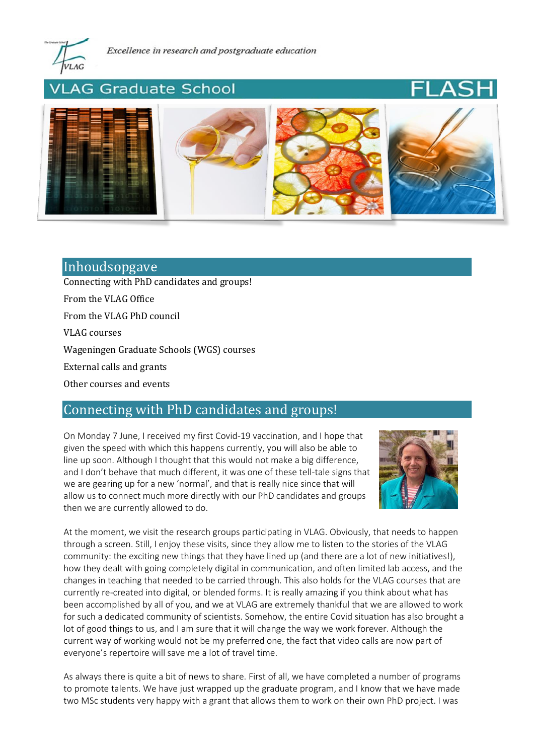*Excellence in research and postgraduate education*

# VLAG Graduate School FLASH

## Inhoudsopgave

Connecting with PhD candidates and groups!

From the VLAG Office

From the VLAG PhD council

VLAG courses

Wageningen Graduate Schools (WGS) courses

External calls and grants

Other courses and events

## Connecting with PhD candidates and groups!

On Monday 7 June, I received my first Covid-19 vaccination, and I hope that given the speed with which this happens currently, you will also be able to line up soon. Although I thought that this would not make a big difference, and I don't behave that much different, it was one of these tell-tale signs that we are gearing up for a new 'normal', and that is really nice since that will allow us to connect much more directly with our PhD candidates and groups then we are currently allowed to do.

At the moment, we visit the research groups participating in VLAG. Obviously, that needs to happen through a screen. Still, I enjoy these visits, since they allow me to listen to the stories of the VLAG community: the exciting new things that they have lined up (and there are a lot of new initiatives!), how they dealt with going completely digital in communication, and often limited lab access, and the changes in teaching that needed to be carried through. This also holds for the VLAG courses that are currently re-created into digital, or blended forms. It is really amazing if you think about what has been accomplished by all of you, and we at VLAG are extremely thankful that we are allowed to work for such a dedicated community of scientists. Somehow, the entire Covid situation has also brought a lot of good things to us, and I am sure that it will change the way we work forever. Although the current way of working would not be my preferred one, the fact that video calls are now part of everyone's repertoire will save me a lot of travel time.

As always there is quite a bit of news to share. First of all, we have completed a number of programs to promote talents. We have just wrapped up the graduate program, and I know that we have made two MSc students very happy with a grant that allows them to work on their own PhD project. I was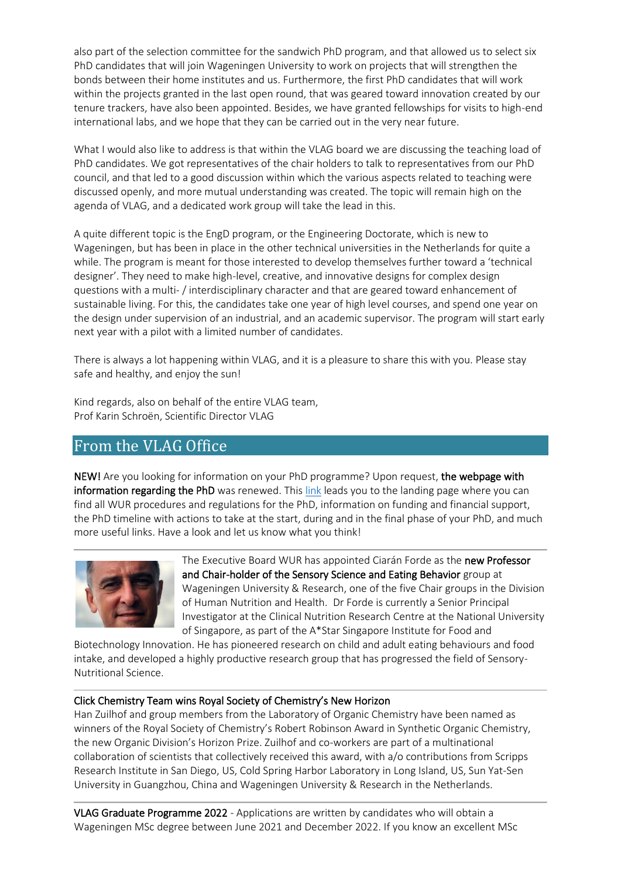also part of the selection committee for the sandwich PhD program, and that allowed us to select six PhD candidates that will join Wageningen University to work on projects that will strengthen the bonds between their home institutes and us. Furthermore, the first PhD candidates that will work within the projects granted in the last open round, that was geared toward innovation created by our tenure trackers, have also been appointed. Besides, we have granted fellowships for visits to high-end international labs, and we hope that they can be carried out in the very near future.

What I would also like to address is that within the VLAG board we are discussing the teaching load of PhD candidates. We got representatives of the chair holders to talk to representatives from our PhD council, and that led to a good discussion within which the various aspects related to teaching were discussed openly, and more mutual understanding was created. The topic will remain high on the agenda of VLAG, and a dedicated work group will take the lead in this.

A quite different topic is the EngD program, or the Engineering Doctorate, which is new to Wageningen, but has been in place in the other technical universities in the Netherlands for quite a while. The program is meant for those interested to develop themselves further toward a 'technical designer'. They need to make high-level, creative, and innovative designs for complex design questions with a multi- / interdisciplinary character and that are geared toward enhancement of sustainable living. For this, the candidates take one year of high level courses, and spend one year on the design under supervision of an industrial, and an academic supervisor. The program will start early next year with a pilot with a limited number of candidates.

There is always a lot happening within VLAG, and it is a pleasure to share this with you. Please stay safe and healthy, and enjoy the sun!

Kind regards, also on behalf of the entire VLAG team,
Prof Karin Schroën, Scientific Director VLAG

## From the VLAG Office

**NEW!** Are you looking for information on your PhD programme? Upon request, **the webpage with information regarding the PhD** was renewed. This link leads you to the landing page where you can find all WUR procedures and regulations for the PhD, information on funding and financial support, the PhD timeline with actions to take at the start, during and in the final phase of your PhD, and much more useful links. Have a look and let us know what you think!

---

The Executive Board WUR has appointed Ciarán Forde as the **new Professor and Chair-holder of the Sensory Science and Eating Behavior** group at Wageningen University & Research, one of the five Chair groups in the Division of Human Nutrition and Health. Dr Forde is currently a Senior Principal Investigator at the Clinical Nutrition Research Centre at the National University of Singapore, as part of the A*Star Singapore Institute for Food and Biotechnology Innovation. He has pioneered research on child and adult eating behaviours and food intake, and developed a highly productive research group that has progressed the field of Sensory-Nutritional Science.

---

**Click Chemistry Team wins Royal Society of Chemistry's New Horizon**

Han Zuilhof and group members from the Laboratory of Organic Chemistry have been named as winners of the Royal Society of Chemistry's Robert Robinson Award in Synthetic Organic Chemistry, the new Organic Division's Horizon Prize. Zuilhof and co-workers are part of a multinational collaboration of scientists that collectively received this award, with a/o contributions from Scripps Research Institute in San Diego, US, Cold Spring Harbor Laboratory in Long Island, US, Sun Yat-Sen University in Guangzhou, China and Wageningen University & Research in the Netherlands.

---

**VLAG Graduate Programme 2022** - Applications are written by candidates who will obtain a Wageningen MSc degree between June 2021 and December 2022. If you know an excellent MSc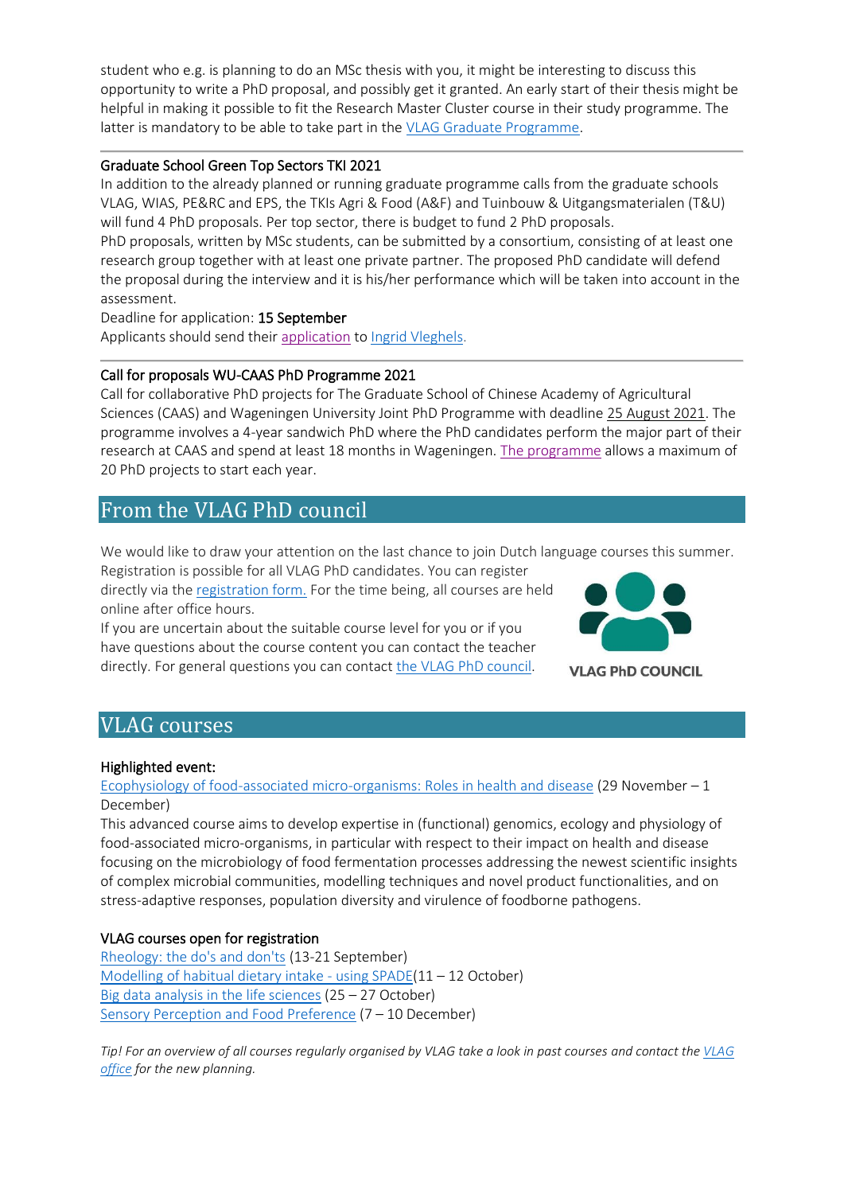student who e.g. is planning to do an MSc thesis with you, it might be interesting to discuss this opportunity to write a PhD proposal, and possibly get it granted. An early start of their thesis might be helpful in making it possible to fit the Research Master Cluster course in their study programme. The latter is mandatory to be able to take part in the VLAG Graduate Programme.

---

### Graduate School Green Top Sectors TKI 2021

In addition to the already planned or running graduate programme calls from the graduate schools VLAG, WIAS, PE&RC and EPS, the TKIs Agri & Food (A&F) and Tuinbouw & Uitgangsmaterialen (T&U) will fund 4 PhD proposals. Per top sector, there is budget to fund 2 PhD proposals.

PhD proposals, written by MSc students, can be submitted by a consortium, consisting of at least one research group together with at least one private partner. The proposed PhD candidate will defend the proposal during the interview and it is his/her performance which will be taken into account in the assessment.

Deadline for application: 15 September

Applicants should send their application to Ingrid Vleghels.

---

### Call for proposals WU-CAAS PhD Programme 2021

Call for collaborative PhD projects for The Graduate School of Chinese Academy of Agricultural Sciences (CAAS) and Wageningen University Joint PhD Programme with deadline 25 August 2021. The programme involves a 4-year sandwich PhD where the PhD candidates perform the major part of their research at CAAS and spend at least 18 months in Wageningen. The programme allows a maximum of 20 PhD projects to start each year.

## From the VLAG PhD council

We would like to draw your attention on the last chance to join Dutch language courses this summer. Registration is possible for all VLAG PhD candidates. You can register directly via the registration form. For the time being, all courses are held online after office hours.

If you are uncertain about the suitable course level for you or if you have questions about the course content you can contact the teacher directly. For general questions you can contact the VLAG PhD council.

VLAG PhD COUNCIL

## VLAG courses

### Highlighted event:

Ecophysiology of food-associated micro-organisms: Roles in health and disease (29 November – 1 December)

This advanced course aims to develop expertise in (functional) genomics, ecology and physiology of food-associated micro-organisms, in particular with respect to their impact on health and disease focusing on the microbiology of food fermentation processes addressing the newest scientific insights of complex microbial communities, modelling techniques and novel product functionalities, and on stress-adaptive responses, population diversity and virulence of foodborne pathogens.

### VLAG courses open for registration

Rheology: the do's and don'ts (13-21 September)
Modelling of habitual dietary intake - using SPADE(11 – 12 October)
Big data analysis in the life sciences (25 – 27 October)
Sensory Perception and Food Preference (7 – 10 December)

*Tip! For an overview of all courses regularly organised by VLAG take a look in past courses and contact the VLAG office for the new planning.*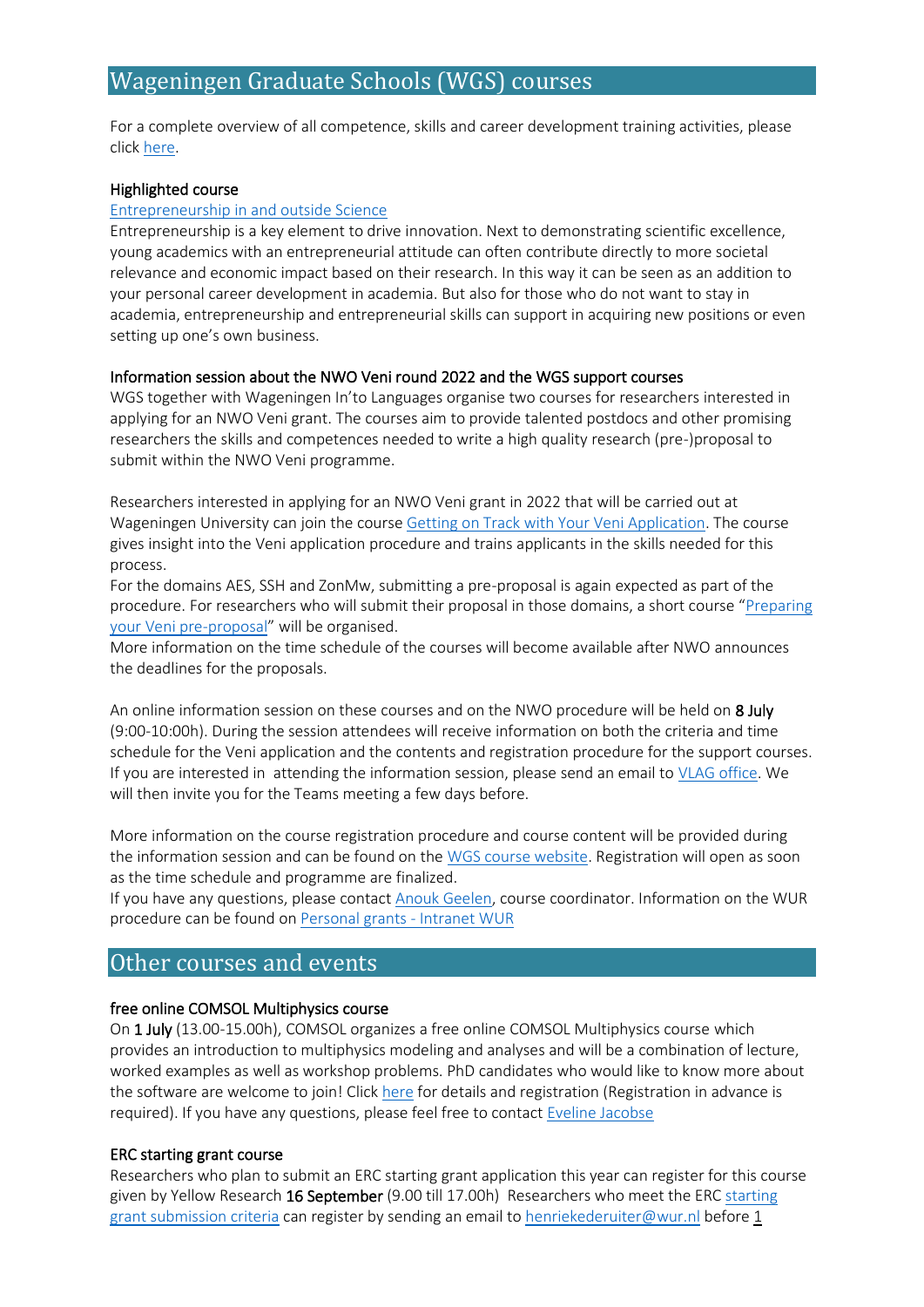## Wageningen Graduate Schools (WGS) courses

For a complete overview of all competence, skills and career development training activities, please click here.

### Highlighted course

Entrepreneurship in and outside Science

Entrepreneurship is a key element to drive innovation. Next to demonstrating scientific excellence, young academics with an entrepreneurial attitude can often contribute directly to more societal relevance and economic impact based on their research. In this way it can be seen as an addition to your personal career development in academia. But also for those who do not want to stay in academia, entrepreneurship and entrepreneurial skills can support in acquiring new positions or even setting up one's own business.

### Information session about the NWO Veni round 2022 and the WGS support courses

WGS together with Wageningen In'to Languages organise two courses for researchers interested in applying for an NWO Veni grant. The courses aim to provide talented postdocs and other promising researchers the skills and competences needed to write a high quality research (pre-)proposal to submit within the NWO Veni programme.

Researchers interested in applying for an NWO Veni grant in 2022 that will be carried out at Wageningen University can join the course Getting on Track with Your Veni Application. The course gives insight into the Veni application procedure and trains applicants in the skills needed for this process.
For the domains AES, SSH and ZonMw, submitting a pre-proposal is again expected as part of the procedure. For researchers who will submit their proposal in those domains, a short course "Preparing your Veni pre-proposal" will be organised.
More information on the time schedule of the courses will become available after NWO announces the deadlines for the proposals.

An online information session on these courses and on the NWO procedure will be held on **8 July** (9:00-10:00h). During the session attendees will receive information on both the criteria and time schedule for the Veni application and the contents and registration procedure for the support courses. If you are interested in attending the information session, please send an email to VLAG office. We will then invite you for the Teams meeting a few days before.

More information on the course registration procedure and course content will be provided during the information session and can be found on the WGS course website. Registration will open as soon as the time schedule and programme are finalized.
If you have any questions, please contact Anouk Geelen, course coordinator. Information on the WUR procedure can be found on Personal grants - Intranet WUR

## Other courses and events

### free online COMSOL Multiphysics course

On **1 July** (13.00-15.00h), COMSOL organizes a free online COMSOL Multiphysics course which provides an introduction to multiphysics modeling and analyses and will be a combination of lecture, worked examples as well as workshop problems. PhD candidates who would like to know more about the software are welcome to join! Click here for details and registration (Registration in advance is required). If you have any questions, please feel free to contact Eveline Jacobse

### ERC starting grant course

Researchers who plan to submit an ERC starting grant application this year can register for this course given by Yellow Research **16 September** (9.00 till 17.00h) Researchers who meet the ERC starting grant submission criteria can register by sending an email to henriekederuiter@wur.nl before 1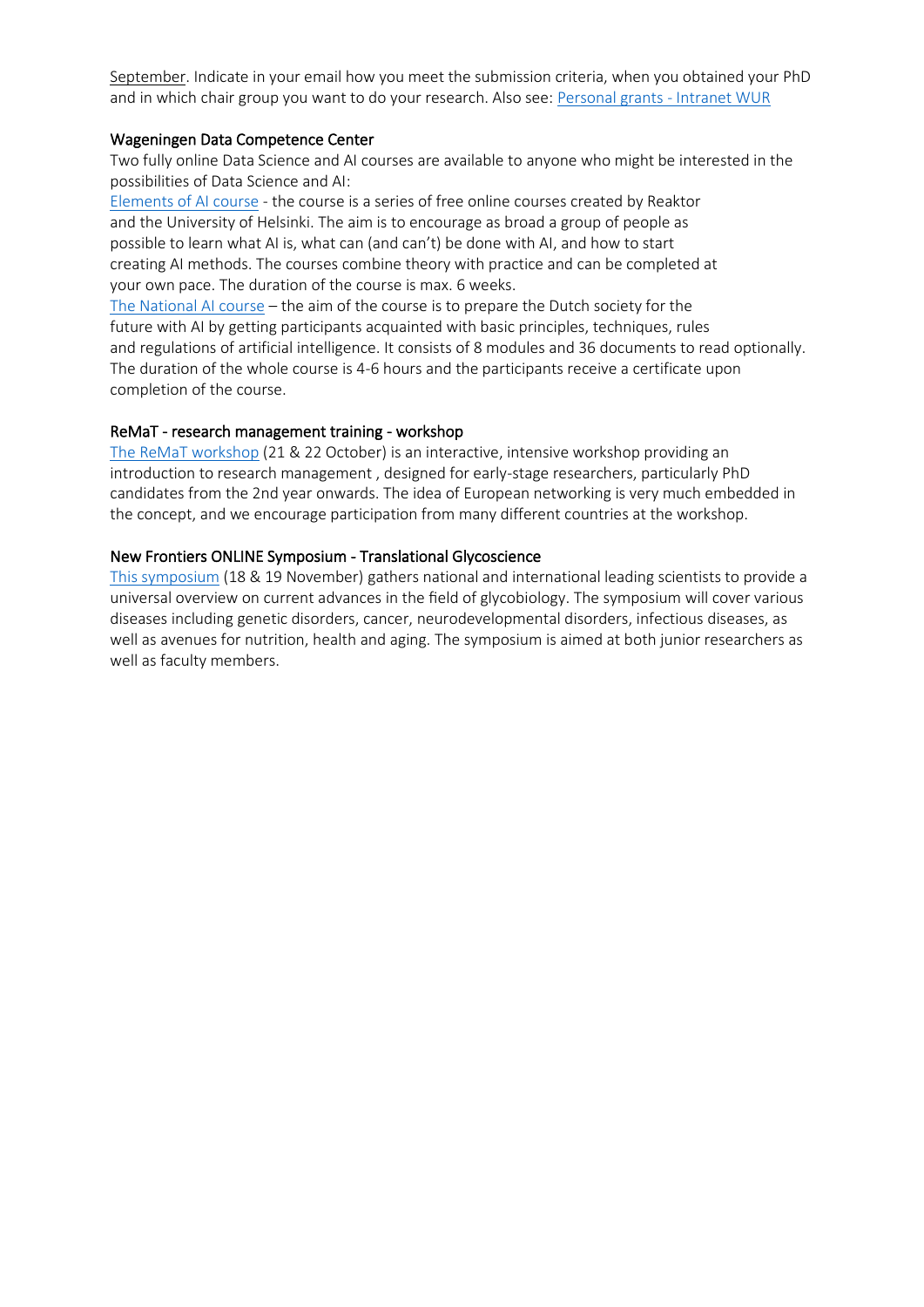September. Indicate in your email how you meet the submission criteria, when you obtained your PhD and in which chair group you want to do your research. Also see: Personal grants - Intranet WUR

### Wageningen Data Competence Center

Two fully online Data Science and AI courses are available to anyone who might be interested in the possibilities of Data Science and AI:

Elements of AI course - the course is a series of free online courses created by Reaktor and the University of Helsinki. The aim is to encourage as broad a group of people as possible to learn what AI is, what can (and can't) be done with AI, and how to start creating AI methods. The courses combine theory with practice and can be completed at your own pace. The duration of the course is max. 6 weeks.

The National AI course – the aim of the course is to prepare the Dutch society for the future with AI by getting participants acquainted with basic principles, techniques, rules and regulations of artificial intelligence. It consists of 8 modules and 36 documents to read optionally. The duration of the whole course is 4-6 hours and the participants receive a certificate upon completion of the course.

### ReMaT - research management training - workshop

The ReMaT workshop (21 & 22 October) is an interactive, intensive workshop providing an introduction to research management , designed for early-stage researchers, particularly PhD candidates from the 2nd year onwards. The idea of European networking is very much embedded in the concept, and we encourage participation from many different countries at the workshop.

### New Frontiers ONLINE Symposium - Translational Glycoscience

This symposium (18 & 19 November) gathers national and international leading scientists to provide a universal overview on current advances in the field of glycobiology. The symposium will cover various diseases including genetic disorders, cancer, neurodevelopmental disorders, infectious diseases, as well as avenues for nutrition, health and aging. The symposium is aimed at both junior researchers as well as faculty members.